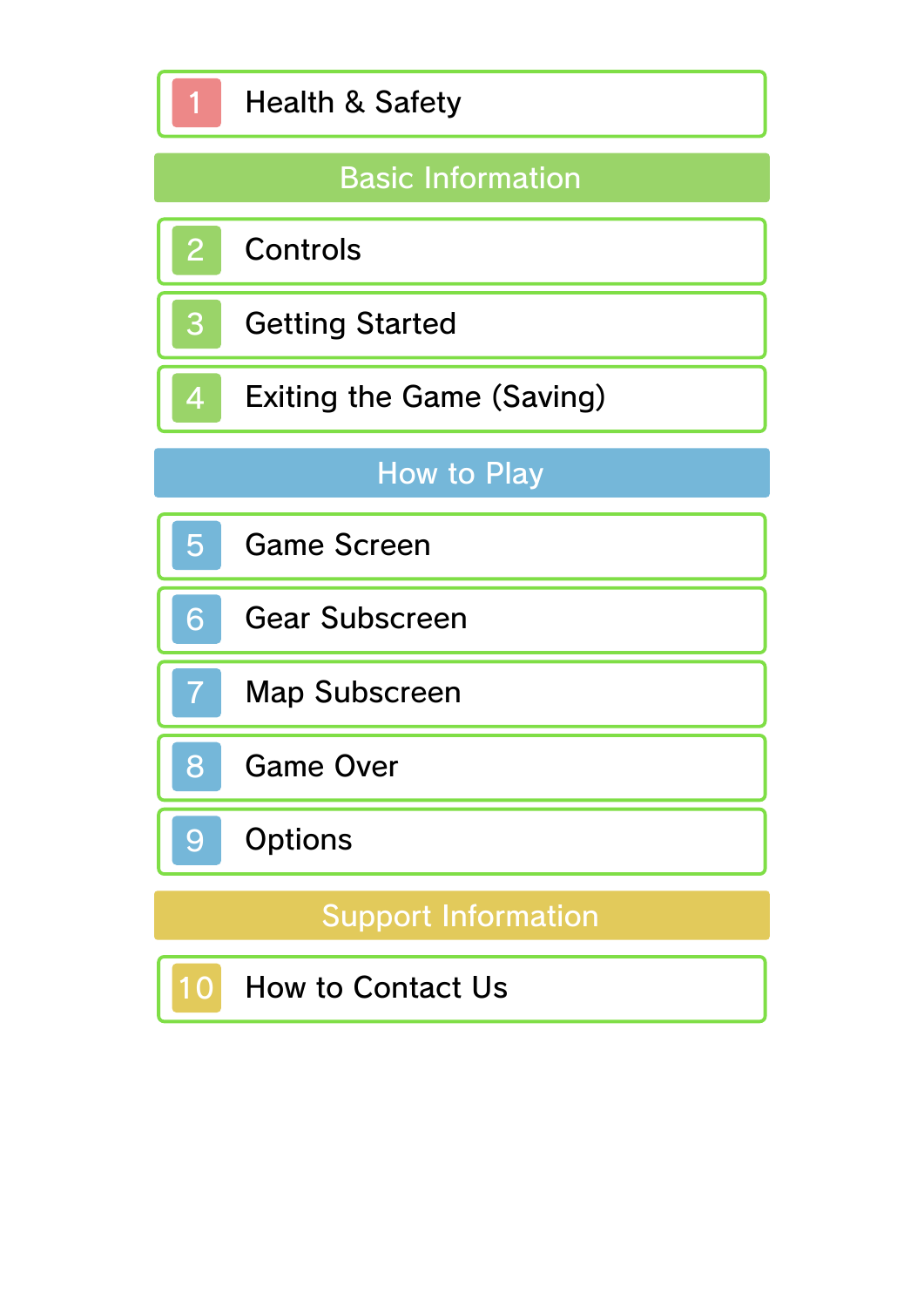1 Health & Safety

## Basic Information

2 Controls

3 Getting Started

4 Exiting the Game (Saving)

## How to Play

5 Game Screen

6 Gear Subscreen

7 Map Subscreen

8 Game Over

9 Options

## Support Information

10 How to Contact Us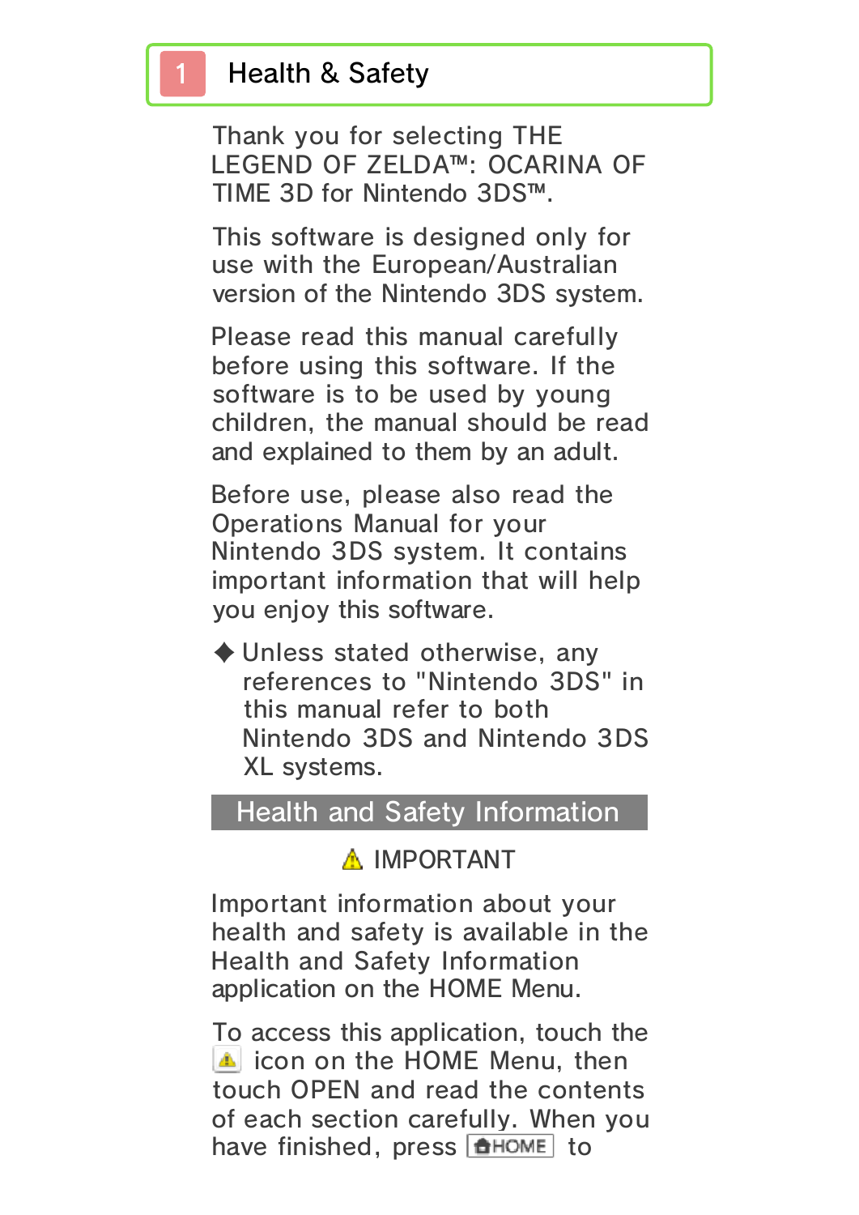# 1 Health & Safety

Thank you for selecting THE LEGEND OF ZELDA™: OCARINA OF TIME 3D for Nintendo 3DS™.

This software is designed only for use with the European/Australian version of the Nintendo 3DS system.

Please read this manual carefully before using this software. If the software is to be used by young children, the manual should be read and explained to them by an adult.

Before use, please also read the Operations Manual for your Nintendo 3DS system. It contains important information that will help you enjoy this software.

◆ Unless stated otherwise, any references to "Nintendo 3DS" in this manual refer to both Nintendo 3DS and Nintendo 3DS XL systems.

## Health and Safety Information

⚠ IMPORTANT

Important information about your health and safety is available in the Health and Safety Information application on the HOME Menu.

To access this application, touch the ⚠ icon on the HOME Menu, then touch OPEN and read the contents of each section carefully. When you have finished, press HOME to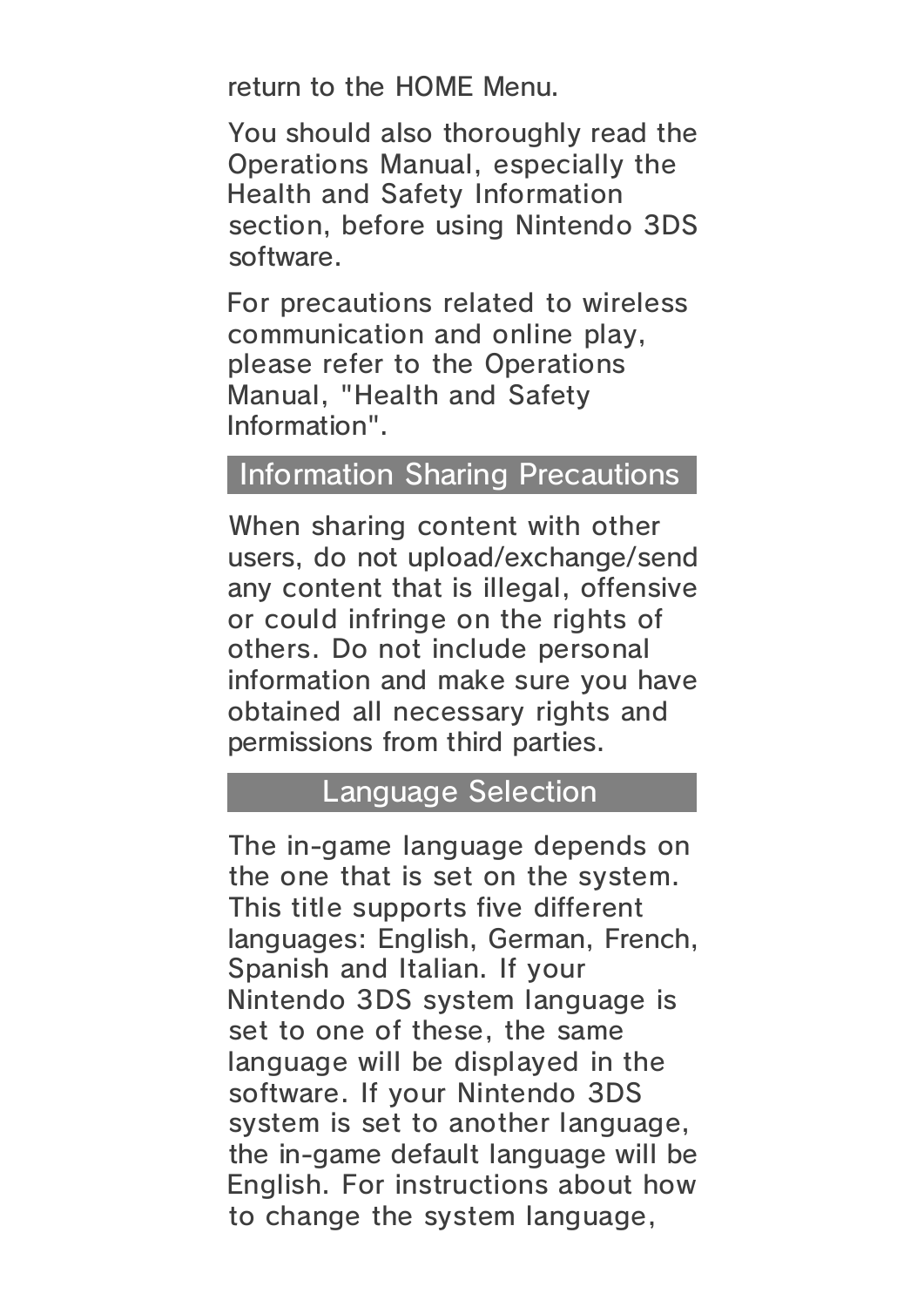return to the HOME Menu.

You should also thoroughly read the Operations Manual, especially the Health and Safety Information section, before using Nintendo 3DS software.

For precautions related to wireless communication and online play, please refer to the Operations Manual, "Health and Safety Information".

## Information Sharing Precautions

When sharing content with other users, do not upload/exchange/send any content that is illegal, offensive or could infringe on the rights of others. Do not include personal information and make sure you have obtained all necessary rights and permissions from third parties.

## Language Selection

The in-game language depends on the one that is set on the system. This title supports five different languages: English, German, French, Spanish and Italian. If your Nintendo 3DS system language is set to one of these, the same language will be displayed in the software. If your Nintendo 3DS system is set to another language, the in-game default language will be English. For instructions about how to change the system language,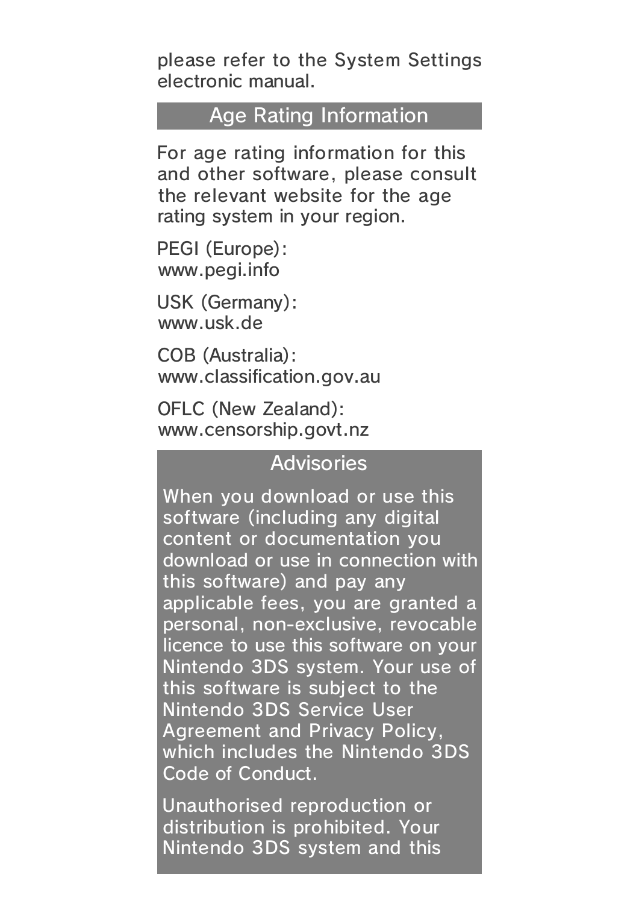please refer to the System Settings electronic manual.

## Age Rating Information

For age rating information for this and other software, please consult the relevant website for the age rating system in your region.

PEGI (Europe):
www.pegi.info

USK (Germany):
www.usk.de

COB (Australia):
www.classification.gov.au

OFLC (New Zealand):
www.censorship.govt.nz

## Advisories

When you download or use this software (including any digital content or documentation you download or use in connection with this software) and pay any applicable fees, you are granted a personal, non-exclusive, revocable licence to use this software on your Nintendo 3DS system. Your use of this software is subject to the Nintendo 3DS Service User Agreement and Privacy Policy, which includes the Nintendo 3DS Code of Conduct.

Unauthorised reproduction or distribution is prohibited. Your Nintendo 3DS system and this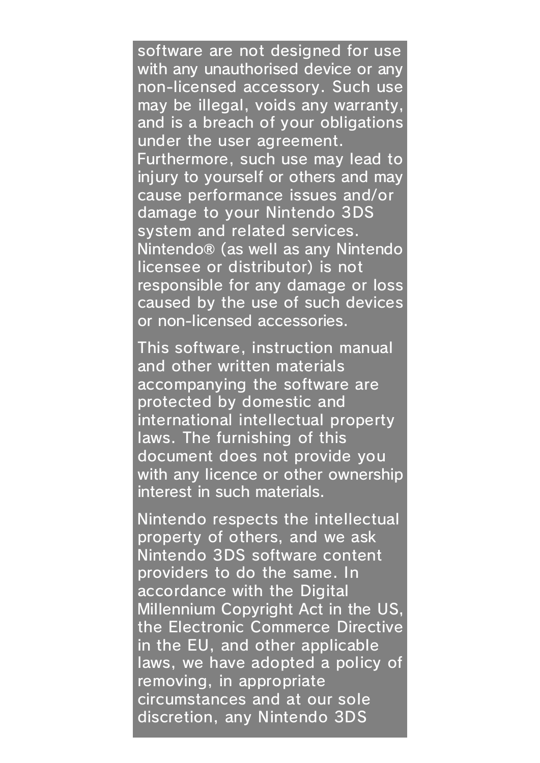software are not designed for use with any unauthorised device or any non-licensed accessory. Such use may be illegal, voids any warranty, and is a breach of your obligations under the user agreement. Furthermore, such use may lead to injury to yourself or others and may cause performance issues and/or damage to your Nintendo 3DS system and related services. Nintendo® (as well as any Nintendo licensee or distributor) is not responsible for any damage or loss caused by the use of such devices or non-licensed accessories.

This software, instruction manual and other written materials accompanying the software are protected by domestic and international intellectual property laws. The furnishing of this document does not provide you with any licence or other ownership interest in such materials.

Nintendo respects the intellectual property of others, and we ask Nintendo 3DS software content providers to do the same. In accordance with the Digital Millennium Copyright Act in the US, the Electronic Commerce Directive in the EU, and other applicable laws, we have adopted a policy of removing, in appropriate circumstances and at our sole discretion, any Nintendo 3DS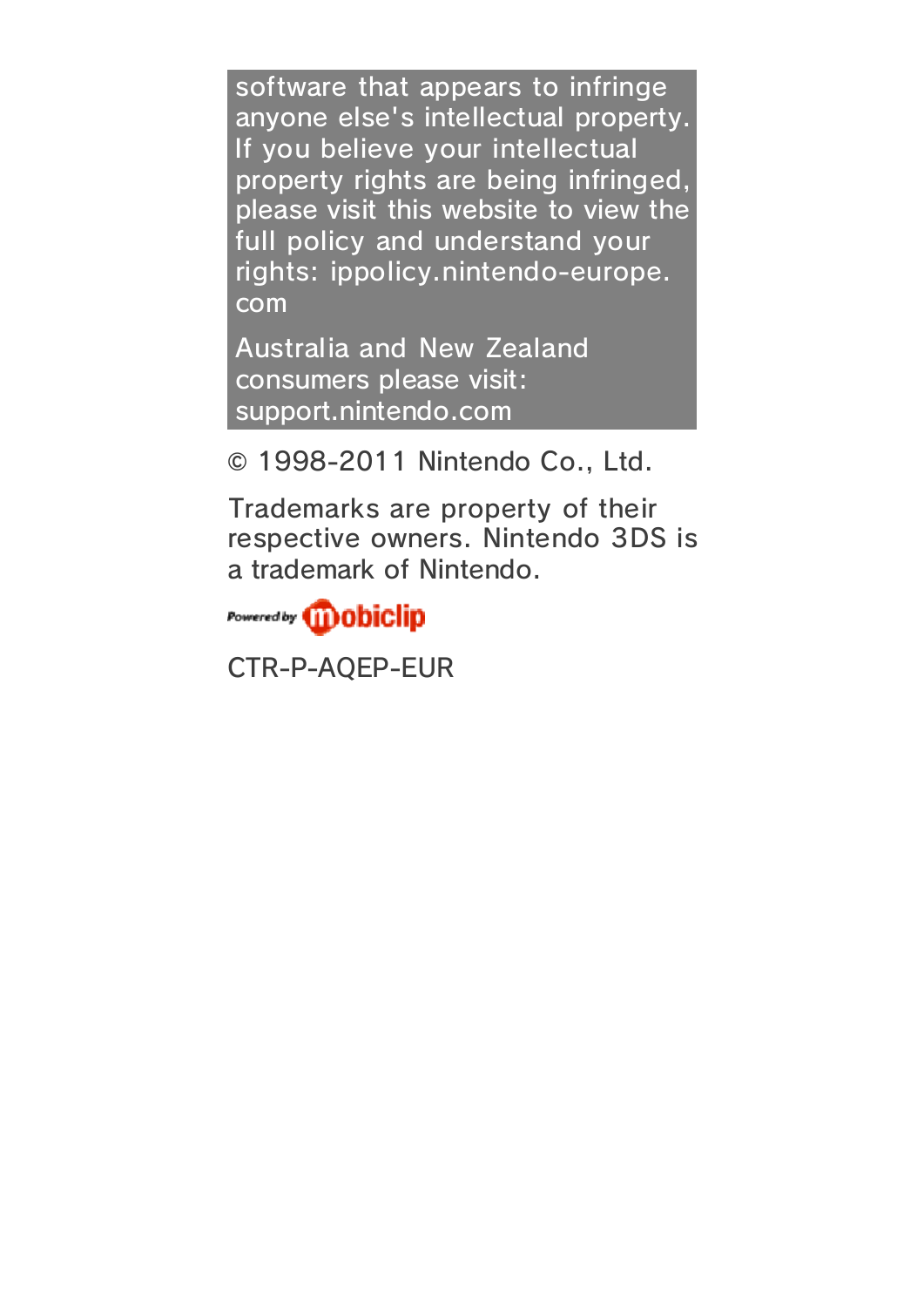software that appears to infringe anyone else's intellectual property. If you believe your intellectual property rights are being infringed, please visit this website to view the full policy and understand your rights: ippolicy.nintendo-europe.com

Australia and New Zealand consumers please visit: support.nintendo.com

© 1998-2011 Nintendo Co., Ltd.

Trademarks are property of their respective owners. Nintendo 3DS is a trademark of Nintendo.

Powered by mobiclip

CTR-P-AQEP-EUR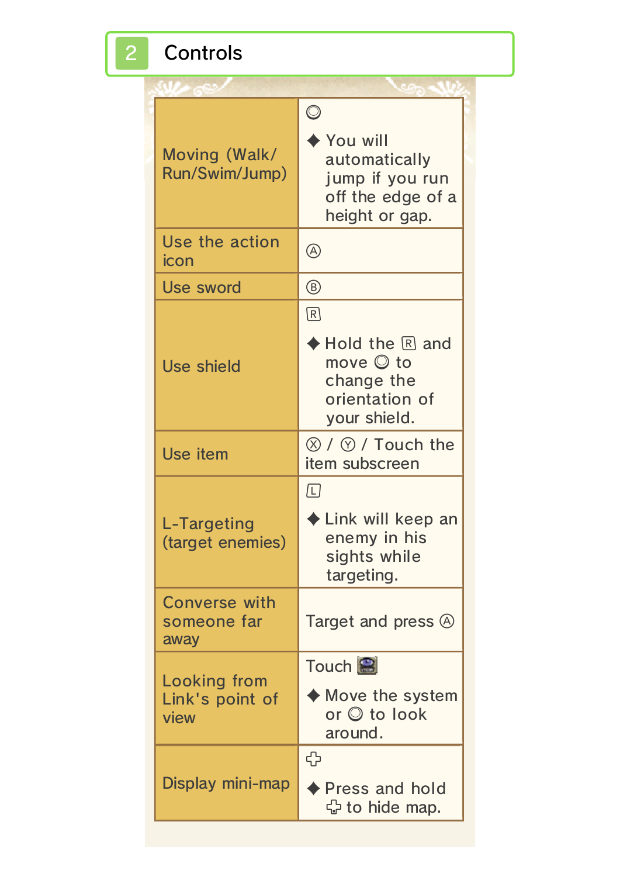## 2 Controls

| | |
|---|---|
| Moving (Walk/ Run/Swim/Jump) | ◎ ◆ You will automatically jump if you run off the edge of a height or gap. |
| Use the action icon | Ⓐ |
| Use sword | Ⓑ |
| Use shield | Ⓡ ◆ Hold the Ⓡ and move ◎ to change the orientation of your shield. |
| Use item | Ⓧ / Ⓨ / Touch the item subscreen |
| L-Targeting (target enemies) | Ⓛ ◆ Link will keep an enemy in his sights while targeting. |
| Converse with someone far away | Target and press Ⓐ |
| Looking from Link's point of view | Touch ◆ Move the system or ◎ to look around. |
| Display mini-map | ✜ ◆ Press and hold ✜ to hide map. |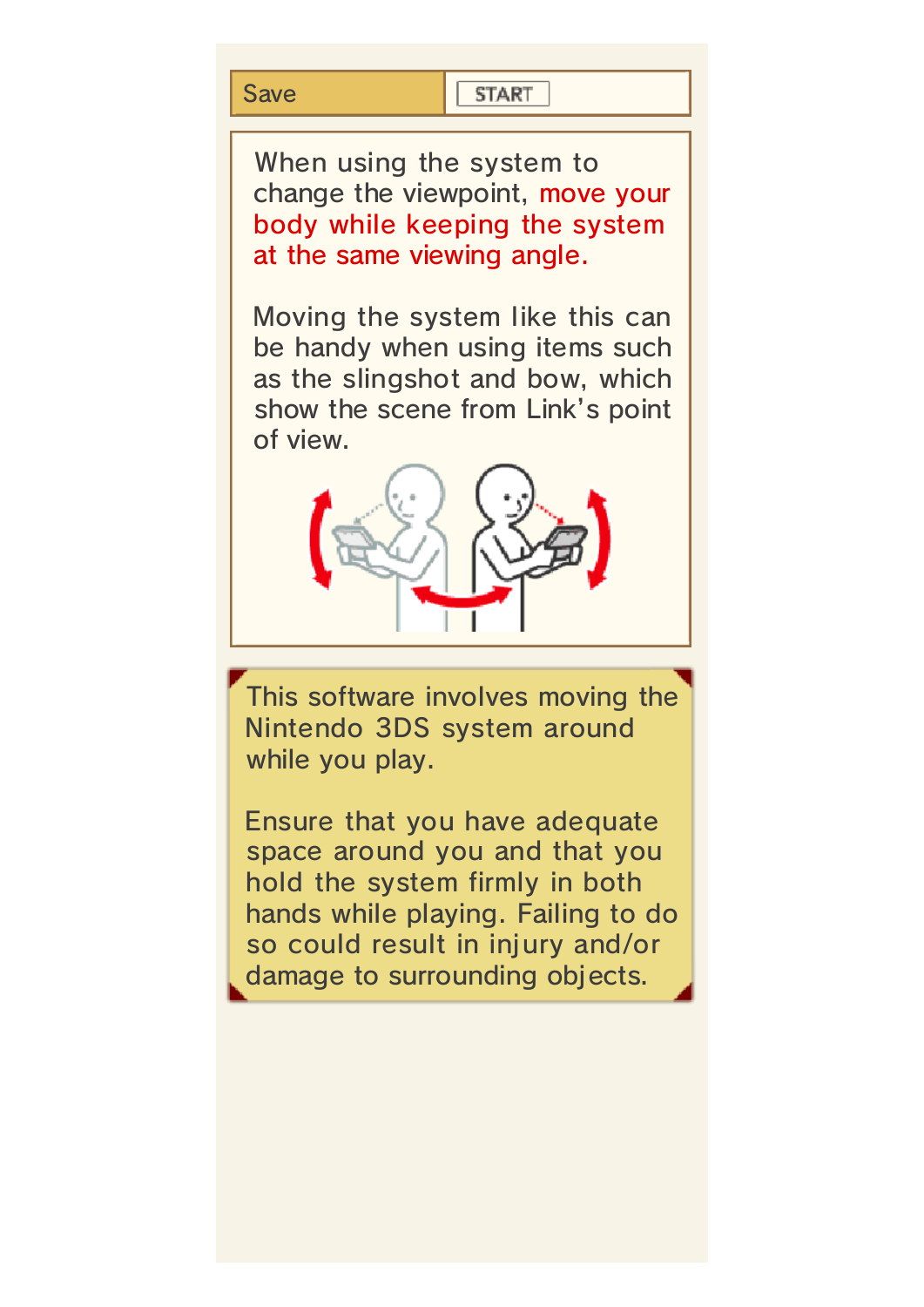| Save | START |
| --- | --- |

When using the system to change the viewpoint, move your body while keeping the system at the same viewing angle.

Moving the system like this can be handy when using items such as the slingshot and bow, which show the scene from Link's point of view.

This software involves moving the Nintendo 3DS system around while you play.

Ensure that you have adequate space around you and that you hold the system firmly in both hands while playing. Failing to do so could result in injury and/or damage to surrounding objects.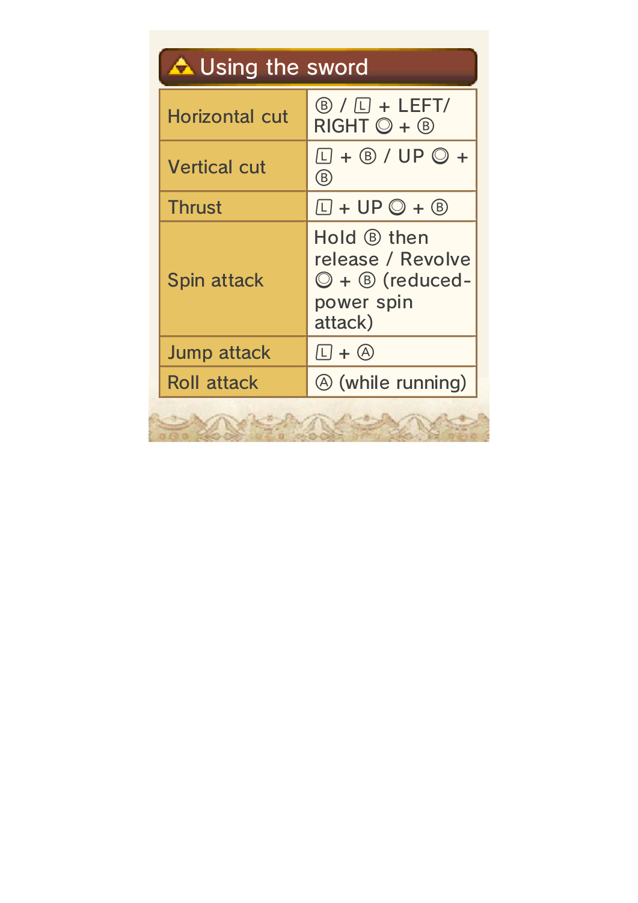## Using the sword

| | |
|---|---|
| Horizontal cut | Ⓑ / Ⓛ + LEFT/ RIGHT ◎ + Ⓑ |
| Vertical cut | Ⓛ + Ⓑ / UP ◎ + Ⓑ |
| Thrust | Ⓛ + UP ◎ + Ⓑ |
| Spin attack | Hold Ⓑ then release / Revolve ◎ + Ⓑ (reduced-power spin attack) |
| Jump attack | Ⓛ + Ⓐ |
| Roll attack | Ⓐ (while running) |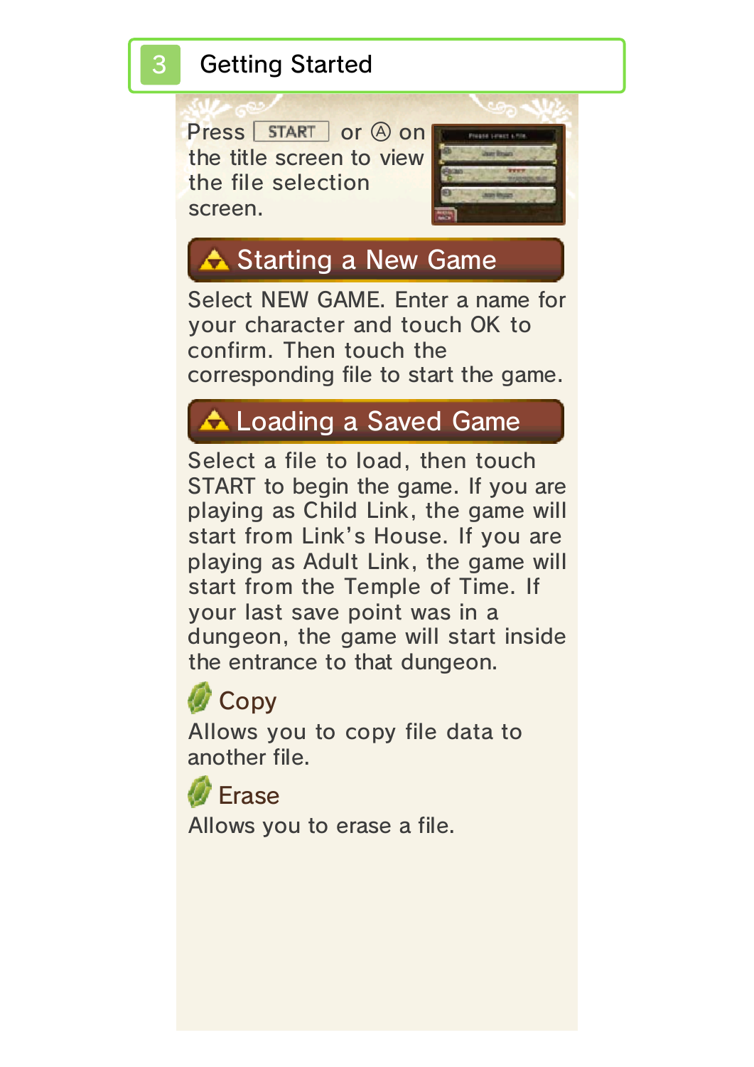# 3 Getting Started

Press START or Ⓐ on the title screen to view the file selection screen.

## Starting a New Game

Select NEW GAME. Enter a name for your character and touch OK to confirm. Then touch the corresponding file to start the game.

## Loading a Saved Game

Select a file to load, then touch START to begin the game. If you are playing as Child Link, the game will start from Link's House. If you are playing as Adult Link, the game will start from the Temple of Time. If your last save point was in a dungeon, the game will start inside the entrance to that dungeon.

### Copy

Allows you to copy file data to another file.

### Erase

Allows you to erase a file.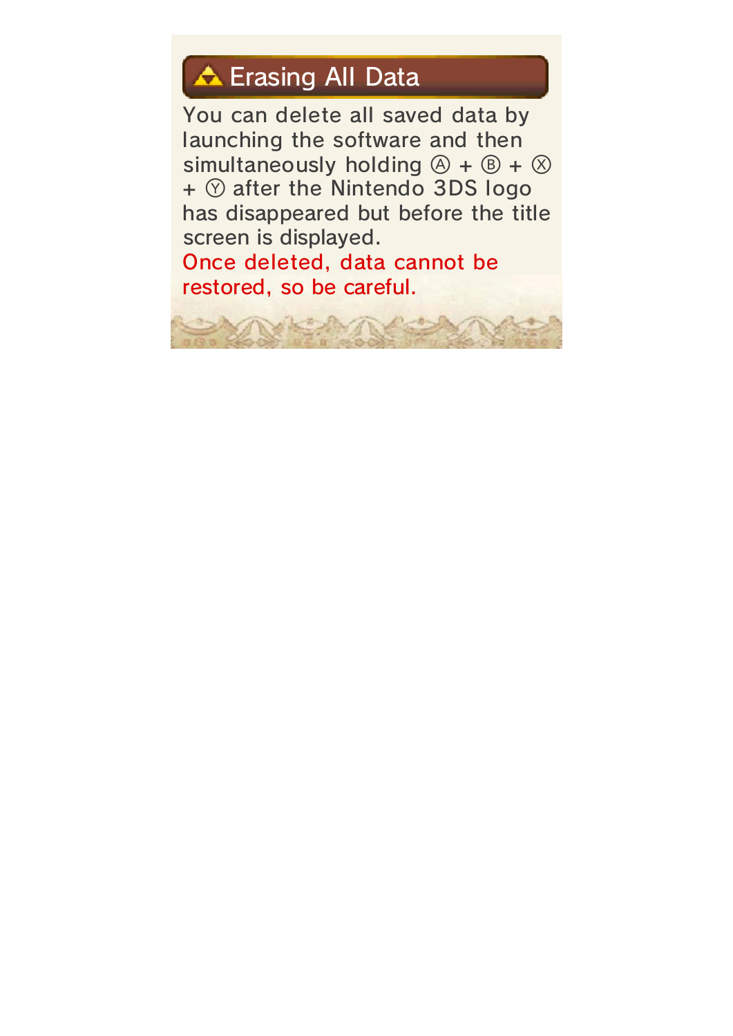## Erasing All Data

You can delete all saved data by launching the software and then simultaneously holding Ⓐ + Ⓑ + Ⓧ + Ⓨ after the Nintendo 3DS logo has disappeared but before the title screen is displayed.

Once deleted, data cannot be restored, so be careful.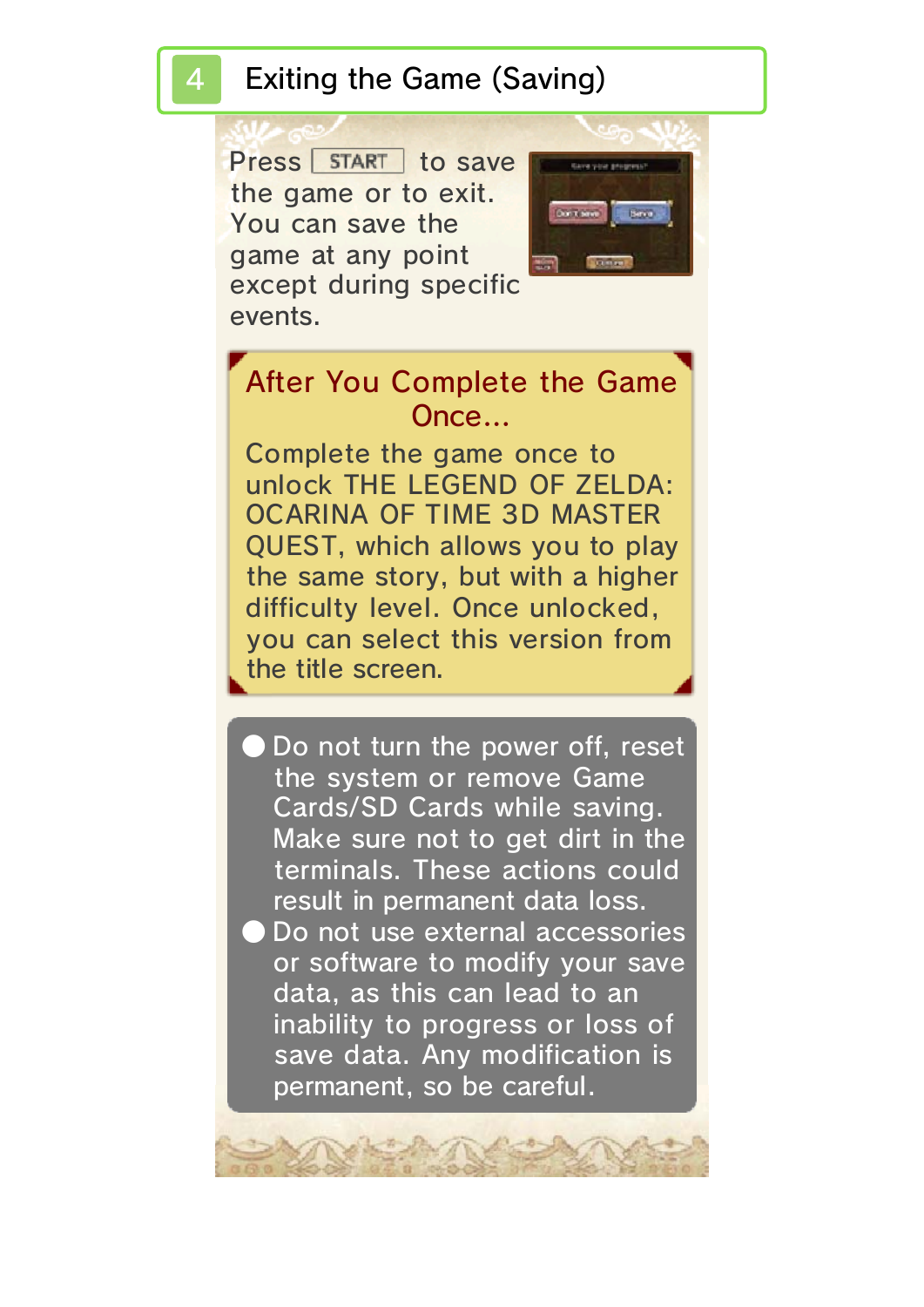## 4 Exiting the Game (Saving)

Press START to save the game or to exit. You can save the game at any point except during specific events.

### After You Complete the Game Once...

Complete the game once to unlock THE LEGEND OF ZELDA: OCARINA OF TIME 3D MASTER QUEST, which allows you to play the same story, but with a higher difficulty level. Once unlocked, you can select this version from the title screen.

- Do not turn the power off, reset the system or remove Game Cards/SD Cards while saving. Make sure not to get dirt in the terminals. These actions could result in permanent data loss.
- Do not use external accessories or software to modify your save data, as this can lead to an inability to progress or loss of save data. Any modification is permanent, so be careful.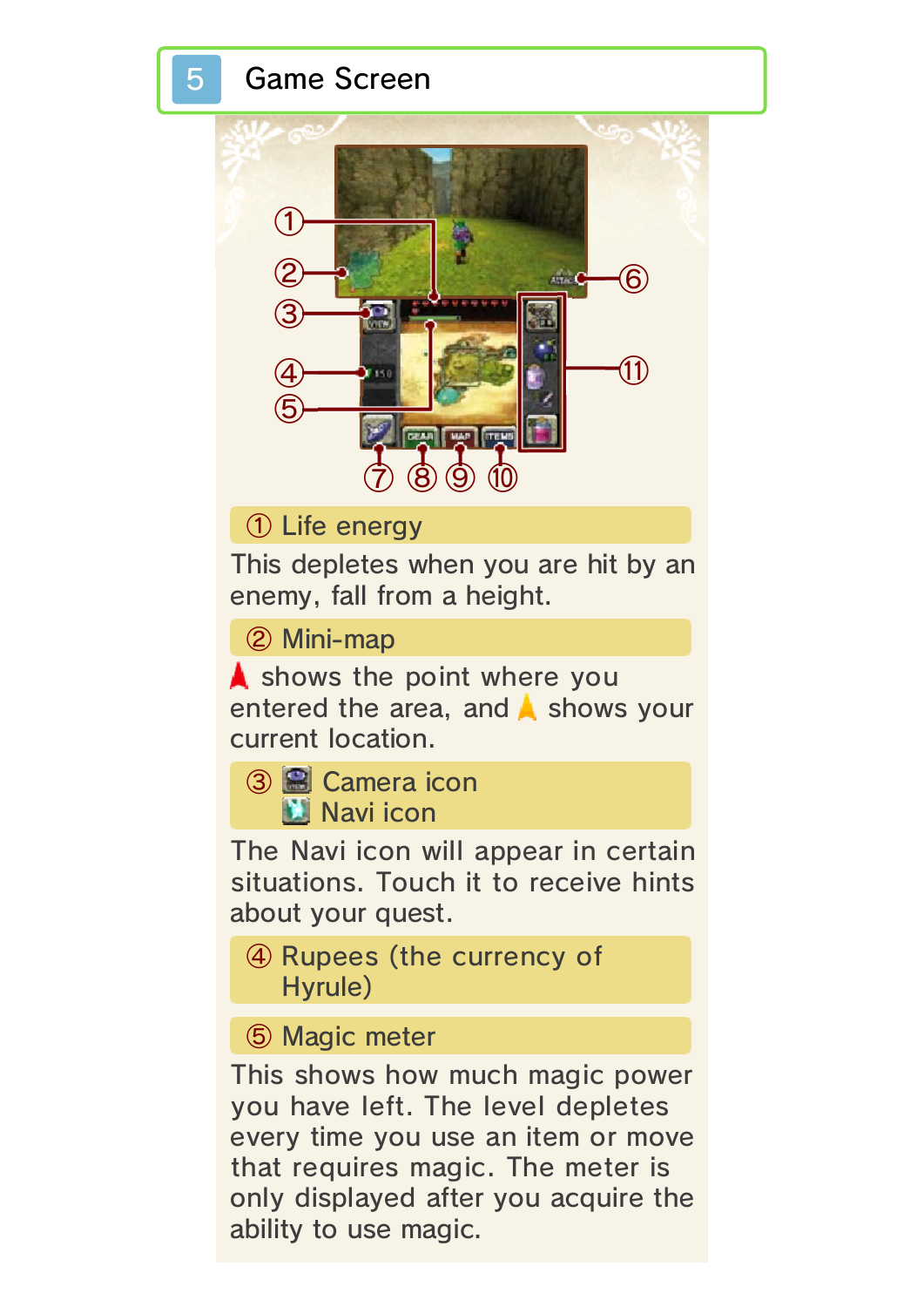# 5 Game Screen

① Life energy

This depletes when you are hit by an enemy, fall from a height.

② Mini-map

▲ shows the point where you entered the area, and ▲ shows your current location.

③ Camera icon
Navi icon

The Navi icon will appear in certain situations. Touch it to receive hints about your quest.

④ Rupees (the currency of Hyrule)

⑤ Magic meter

This shows how much magic power you have left. The level depletes every time you use an item or move that requires magic. The meter is only displayed after you acquire the ability to use magic.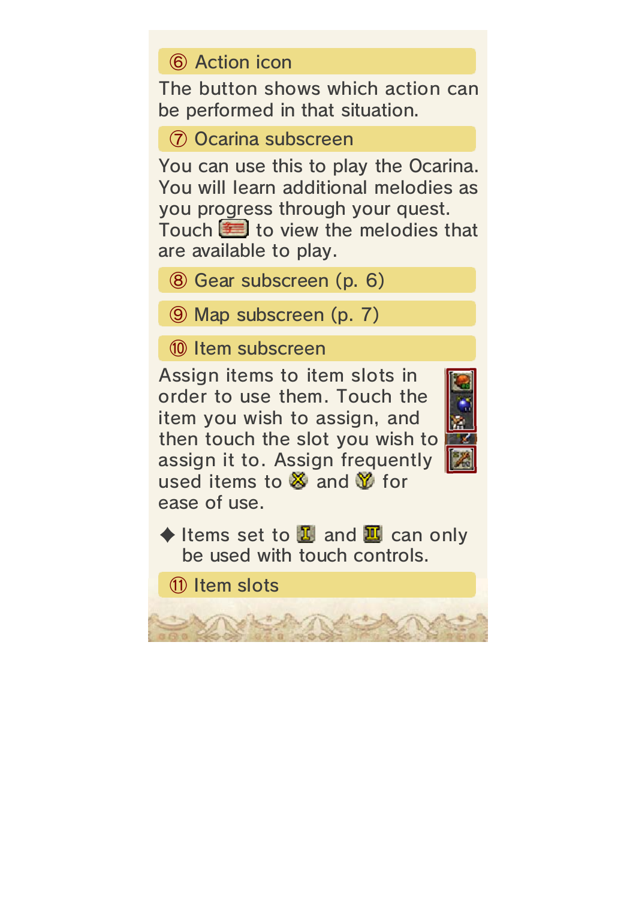### ⑥ Action icon

The button shows which action can be performed in that situation.

### ⑦ Ocarina subscreen

You can use this to play the Ocarina. You will learn additional melodies as you progress through your quest. Touch to view the melodies that are available to play.

### ⑧ Gear subscreen (p. 6)

### ⑨ Map subscreen (p. 7)

### ⑩ Item subscreen

Assign items to item slots in order to use them. Touch the item you wish to assign, and then touch the slot you wish to assign it to. Assign frequently used items to and for ease of use.

◆ Items set to and can only be used with touch controls.

### ⑪ Item slots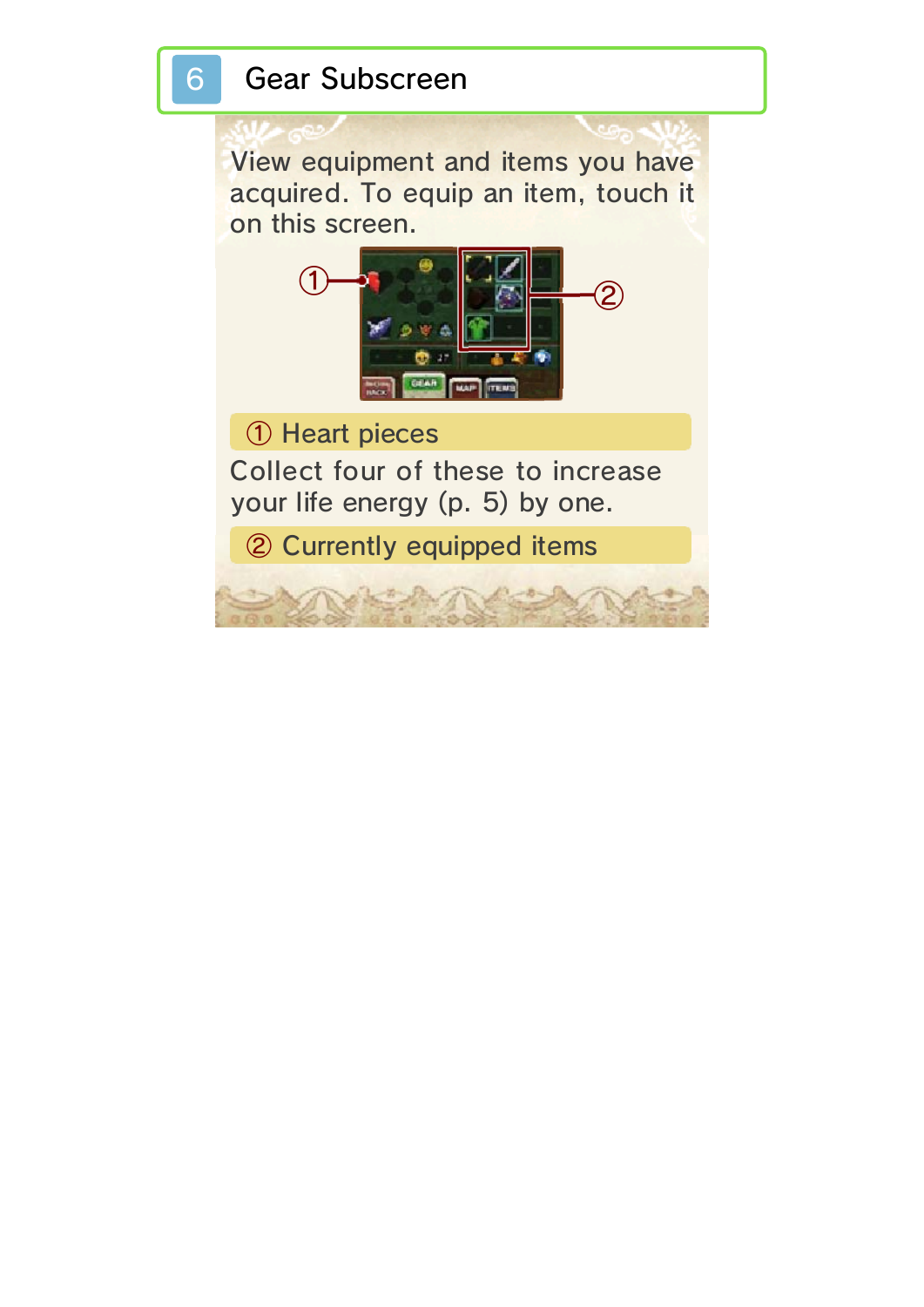# 6 Gear Subscreen

View equipment and items you have acquired. To equip an item, touch it on this screen.

### ① Heart pieces

Collect four of these to increase your life energy (p. 5) by one.

### ② Currently equipped items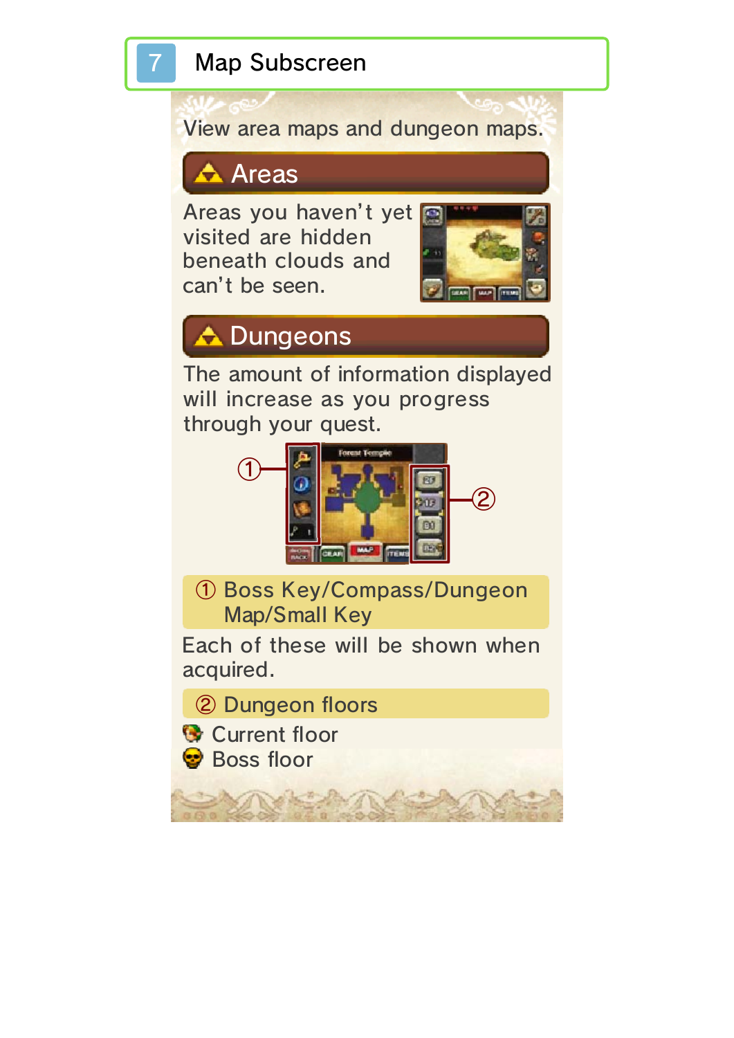# 7 Map Subscreen

View area maps and dungeon maps.

## Areas

Areas you haven't yet visited are hidden beneath clouds and can't be seen.

## Dungeons

The amount of information displayed will increase as you progress through your quest.

### ① Boss Key/Compass/Dungeon Map/Small Key

Each of these will be shown when acquired.

### ② Dungeon floors

- Current floor
- Boss floor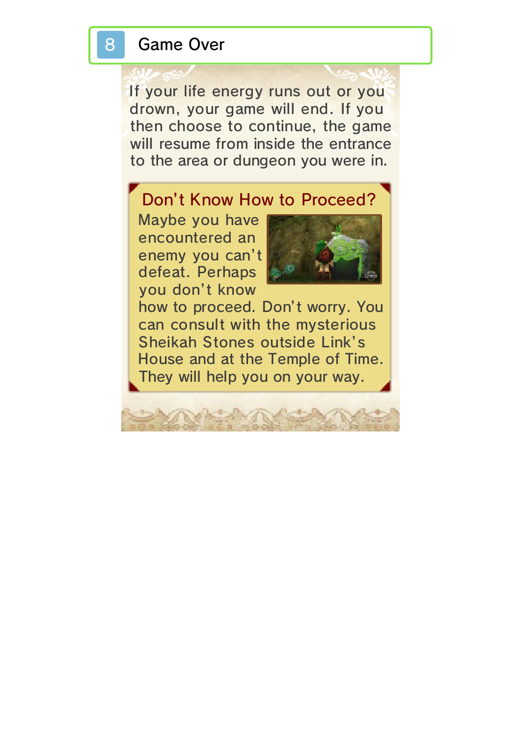# 8 Game Over

If your life energy runs out or you drown, your game will end. If you then choose to continue, the game will resume from inside the entrance to the area or dungeon you were in.

### Don't Know How to Proceed?

Maybe you have encountered an enemy you can't defeat. Perhaps you don't know how to proceed. Don't worry. You can consult with the mysterious Sheikah Stones outside Link's House and at the Temple of Time. They will help you on your way.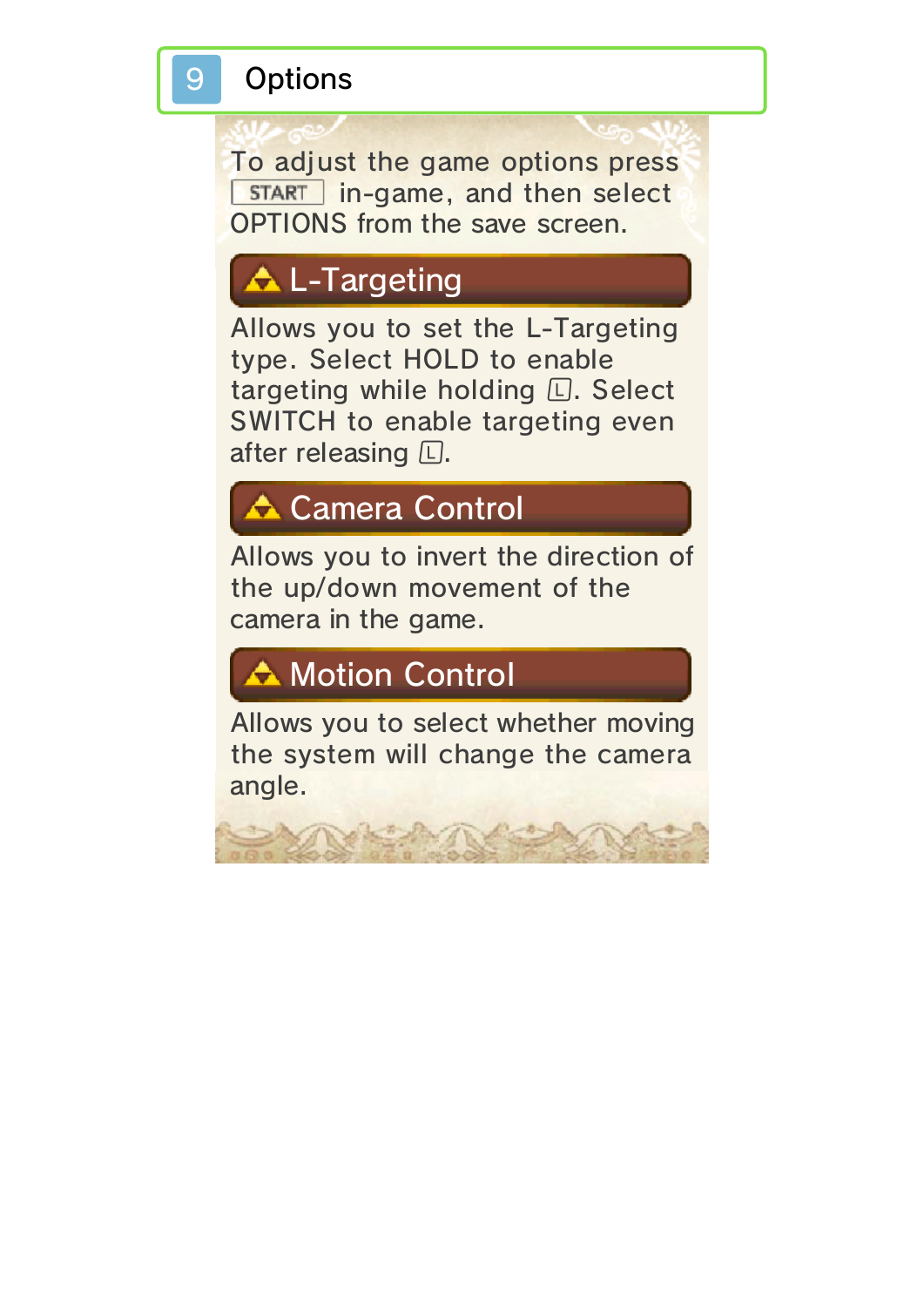# 9 Options

To adjust the game options press START in-game, and then select OPTIONS from the save screen.

## L-Targeting

Allows you to set the L-Targeting type. Select HOLD to enable targeting while holding L. Select SWITCH to enable targeting even after releasing L.

## Camera Control

Allows you to invert the direction of the up/down movement of the camera in the game.

## Motion Control

Allows you to select whether moving the system will change the camera angle.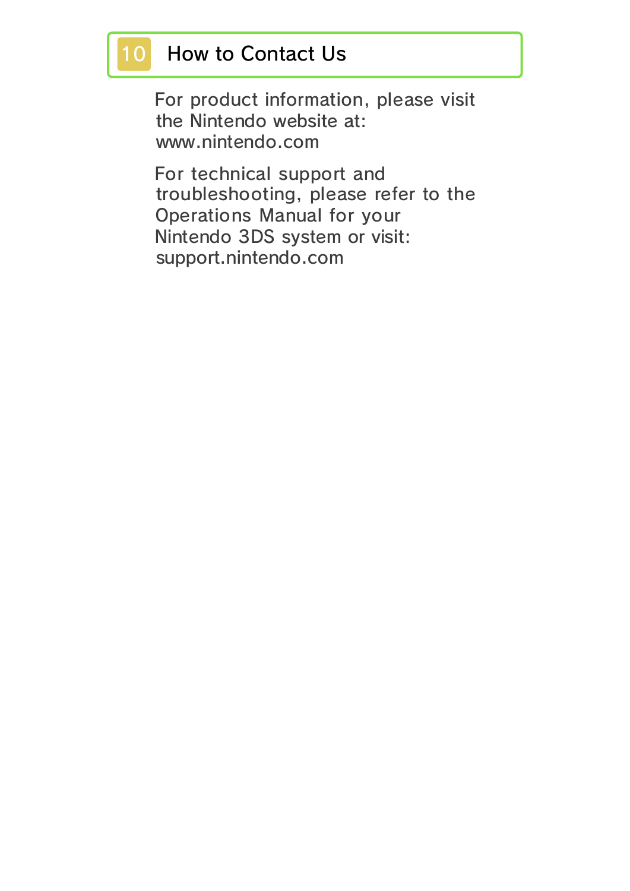## 10 How to Contact Us

For product information, please visit the Nintendo website at:
www.nintendo.com

For technical support and troubleshooting, please refer to the Operations Manual for your Nintendo 3DS system or visit:
support.nintendo.com